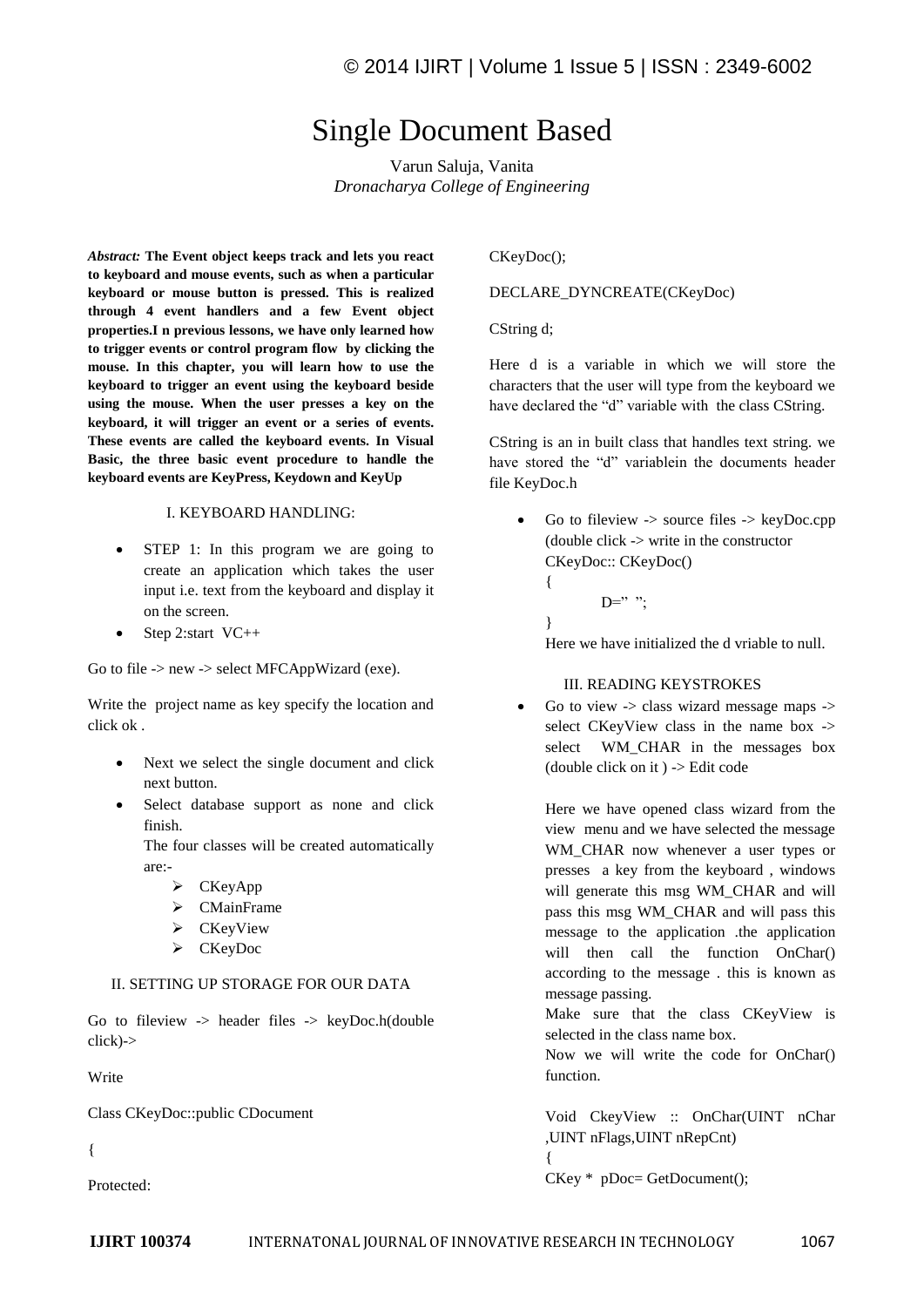# Single Document Based

Varun Saluja, Vanita

*Dronacharya College of Engineering*

***Abstract:*** **The Event object keeps track and lets you react to keyboard and mouse events, such as when a particular keyboard or mouse button is pressed. This is realized through 4 event handlers and a few Event object properties.I n previous lessons, we have only learned how to trigger events or control program flow by clicking the mouse. In this chapter, you will learn how to use the keyboard to trigger an event using the keyboard beside using the mouse. When the user presses a key on the keyboard, it will trigger an event or a series of events. These events are called the keyboard events. In Visual Basic, the three basic event procedure to handle the keyboard events are KeyPress, Keydown and KeyUp**

## I. KEYBOARD HANDLING:

- STEP 1: In this program we are going to create an application which takes the user input i.e. text from the keyboard and display it on the screen.
- Step 2:start VC++

Go to file -> new -> select MFCAppWizard (exe).

Write the project name as key specify the location and click ok .

- Next we select the single document and click next button.
- Select database support as none and click finish.

  The four classes will be created automatically are:-
  - CKeyApp
  - CMainFrame
  - CKeyView
  - CKeyDoc

## II. SETTING UP STORAGE FOR OUR DATA

Go to fileview -> header files -> keyDoc.h(double click)->

Write

```
Class CKeyDoc::public CDocument

{

Protected:

CKeyDoc();

DECLARE_DYNCREATE(CKeyDoc)

CString d;
```

Here d is a variable in which we will store the characters that the user will type from the keyboard we have declared the "d" variable with the class CString.

CString is an in built class that handles text string. we have stored the "d" variablein the documents header file KeyDoc.h

- Go to fileview -> source files -> keyDoc.cpp (double click -> write in the constructor

  ```
  CKeyDoc:: CKeyDoc()
  {
          D=" ";
  }
  ```

  Here we have initialized the d vriable to null.

## III. READING KEYSTROKES

- Go to view -> class wizard message maps -> select CKeyView class in the name box -> select WM_CHAR in the messages box (double click on it ) -> Edit code

  Here we have opened class wizard from the view menu and we have selected the message WM_CHAR now whenever a user types or presses a key from the keyboard , windows will generate this msg WM_CHAR and will pass this msg WM_CHAR and will pass this message to the application .the application will then call the function OnChar() according to the message . this is known as message passing.

  Make sure that the class CKeyView is selected in the class name box.

  Now we will write the code for OnChar() function.

  ```
  Void CkeyView :: OnChar(UINT nChar ,UINT nFlags,UINT nRepCnt)
  {
  CKey * pDoc= GetDocument();
  ```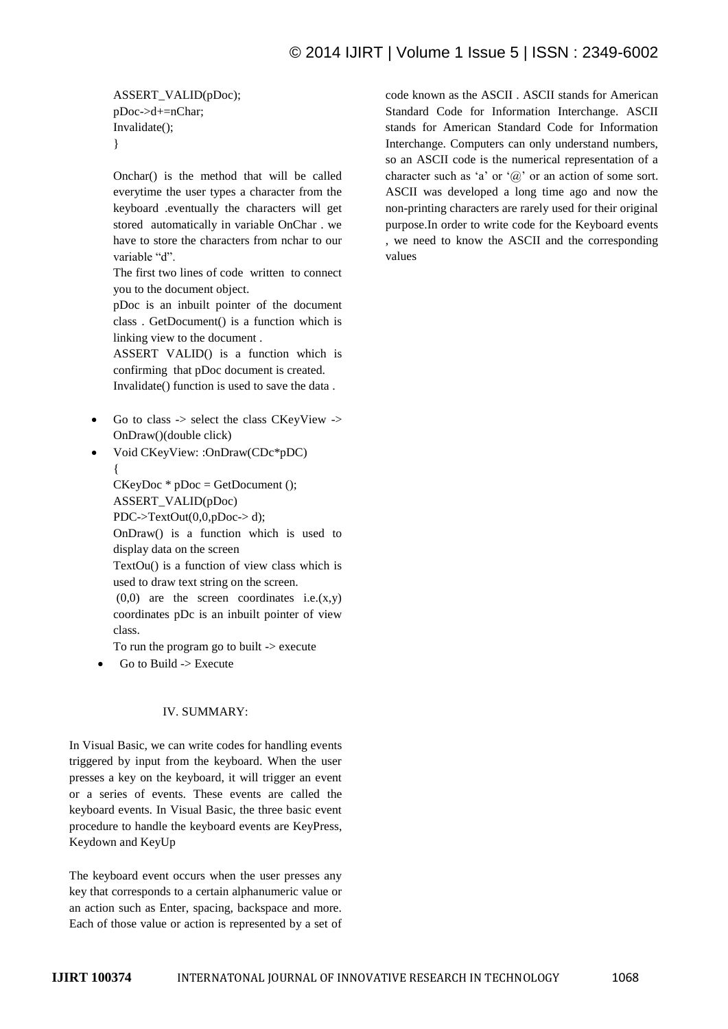```
ASSERT_VALID(pDoc);
pDoc->d+=nChar;
Invalidate();
}
```

Onchar() is the method that will be called everytime the user types a character from the keyboard .eventually the characters will get stored automatically in variable OnChar . we have to store the characters from nchar to our variable "d".

The first two lines of code written to connect you to the document object.

pDoc is an inbuilt pointer of the document class . GetDocument() is a function which is linking view to the document .

ASSERT VALID() is a function which is confirming that pDoc document is created.

Invalidate() function is used to save the data .

- Go to class -> select the class CKeyView -> OnDraw()(double click)
- Void CKeyView: :OnDraw(CDc*pDC)

```
{
CKeyDoc * pDoc = GetDocument ();
ASSERT_VALID(pDoc)
PDC->TextOut(0,0,pDoc-> d);
```

OnDraw() is a function which is used to display data on the screen

TextOu() is a function of view class which is used to draw text string on the screen.

(0,0) are the screen coordinates i.e.(x,y) coordinates pDc is an inbuilt pointer of view class.

To run the program go to built -> execute

- Go to Build -> Execute

## IV. SUMMARY:

In Visual Basic, we can write codes for handling events triggered by input from the keyboard. When the user presses a key on the keyboard, it will trigger an event or a series of events. These events are called the keyboard events. In Visual Basic, the three basic event procedure to handle the keyboard events are KeyPress, Keydown and KeyUp

The keyboard event occurs when the user presses any key that corresponds to a certain alphanumeric value or an action such as Enter, spacing, backspace and more. Each of those value or action is represented by a set of code known as the ASCII . ASCII stands for American Standard Code for Information Interchange. ASCII stands for American Standard Code for Information Interchange. Computers can only understand numbers, so an ASCII code is the numerical representation of a character such as 'a' or '@' or an action of some sort. ASCII was developed a long time ago and now the non-printing characters are rarely used for their original purpose.In order to write code for the Keyboard events , we need to know the ASCII and the corresponding values